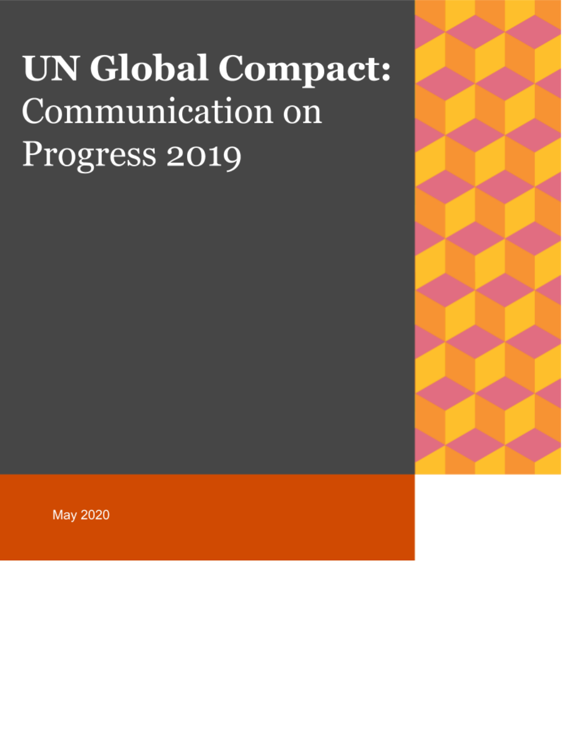# UN Global Compact: Communication on Progress 2019

May 2020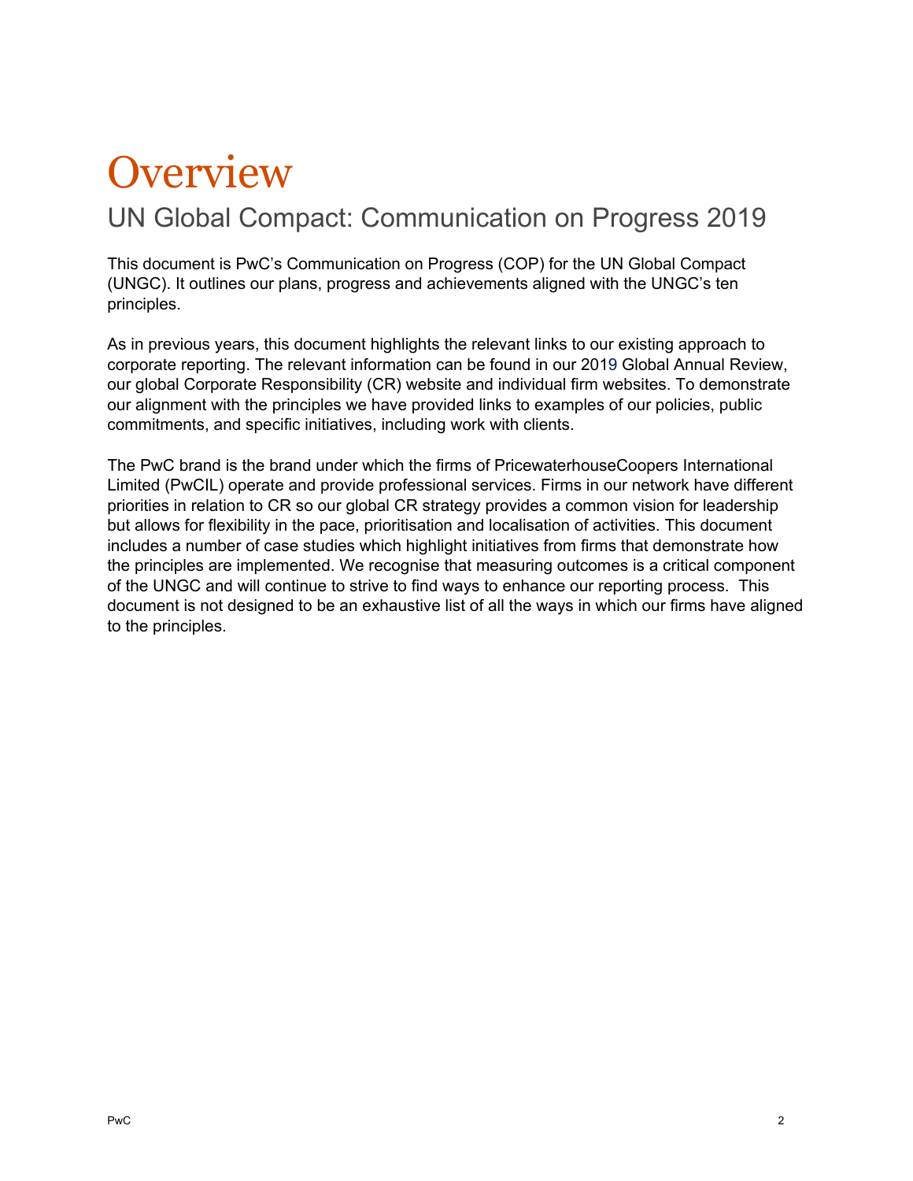# Overview

## UN Global Compact: Communication on Progress 2019

This document is PwC's Communication on Progress (COP) for the UN Global Compact (UNGC). It outlines our plans, progress and achievements aligned with the UNGC's ten principles.

As in previous years, this document highlights the relevant links to our existing approach to corporate reporting. The relevant information can be found in our 2019 Global Annual Review, our global Corporate Responsibility (CR) website and individual firm websites. To demonstrate our alignment with the principles we have provided links to examples of our policies, public commitments, and specific initiatives, including work with clients.

The PwC brand is the brand under which the firms of PricewaterhouseCoopers International Limited (PwCIL) operate and provide professional services. Firms in our network have different priorities in relation to CR so our global CR strategy provides a common vision for leadership but allows for flexibility in the pace, prioritisation and localisation of activities. This document includes a number of case studies which highlight initiatives from firms that demonstrate how the principles are implemented. We recognise that measuring outcomes is a critical component of the UNGC and will continue to strive to find ways to enhance our reporting process. This document is not designed to be an exhaustive list of all the ways in which our firms have aligned to the principles.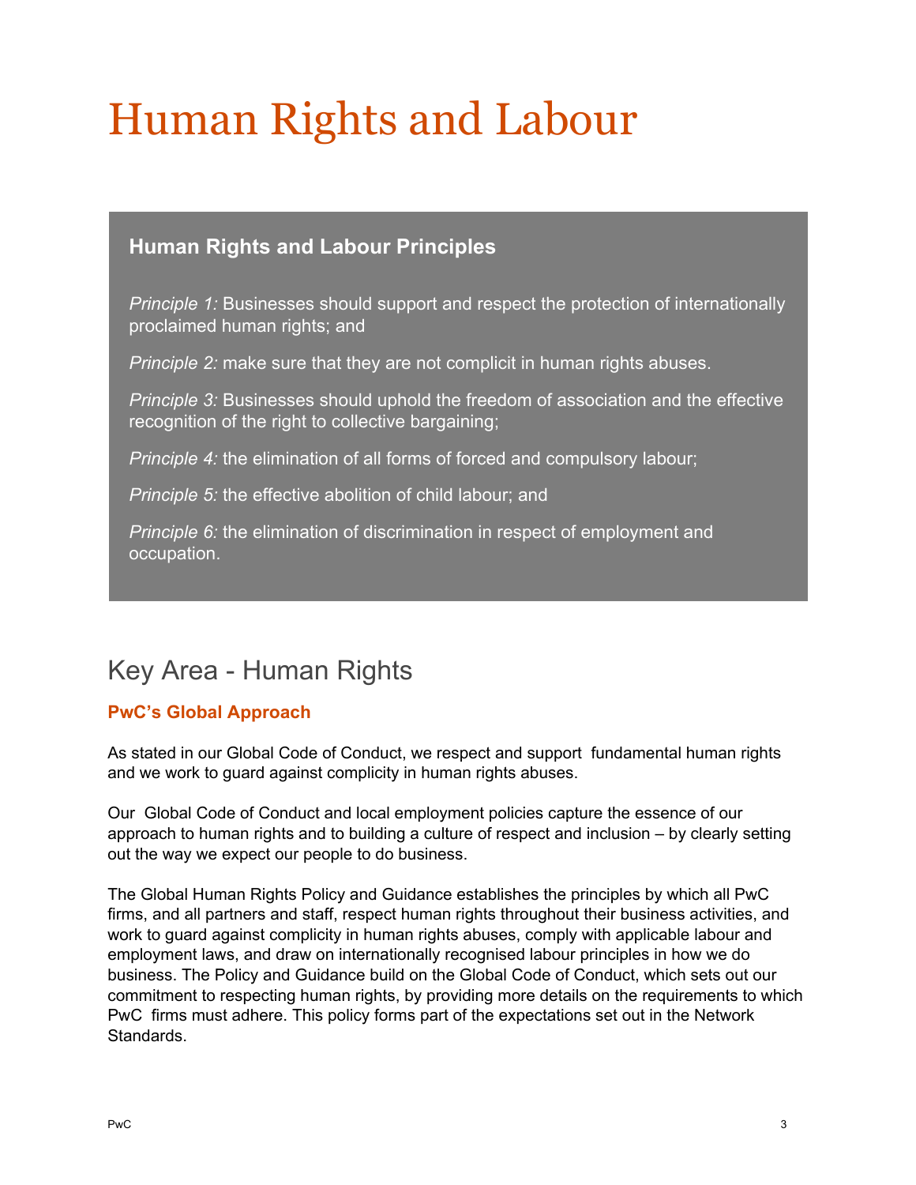# Human Rights and Labour

### Human Rights and Labour Principles

*Principle 1:* Businesses should support and respect the protection of internationally proclaimed human rights; and

*Principle 2:* make sure that they are not complicit in human rights abuses.

*Principle 3:* Businesses should uphold the freedom of association and the effective recognition of the right to collective bargaining;

*Principle 4:* the elimination of all forms of forced and compulsory labour;

*Principle 5:* the effective abolition of child labour; and

*Principle 6:* the elimination of discrimination in respect of employment and occupation.

## Key Area - Human Rights

### PwC's Global Approach

As stated in our Global Code of Conduct, we respect and support fundamental human rights and we work to guard against complicity in human rights abuses.

Our Global Code of Conduct and local employment policies capture the essence of our approach to human rights and to building a culture of respect and inclusion – by clearly setting out the way we expect our people to do business.

The Global Human Rights Policy and Guidance establishes the principles by which all PwC firms, and all partners and staff, respect human rights throughout their business activities, and work to guard against complicity in human rights abuses, comply with applicable labour and employment laws, and draw on internationally recognised labour principles in how we do business. The Policy and Guidance build on the Global Code of Conduct, which sets out our commitment to respecting human rights, by providing more details on the requirements to which PwC firms must adhere. This policy forms part of the expectations set out in the Network Standards.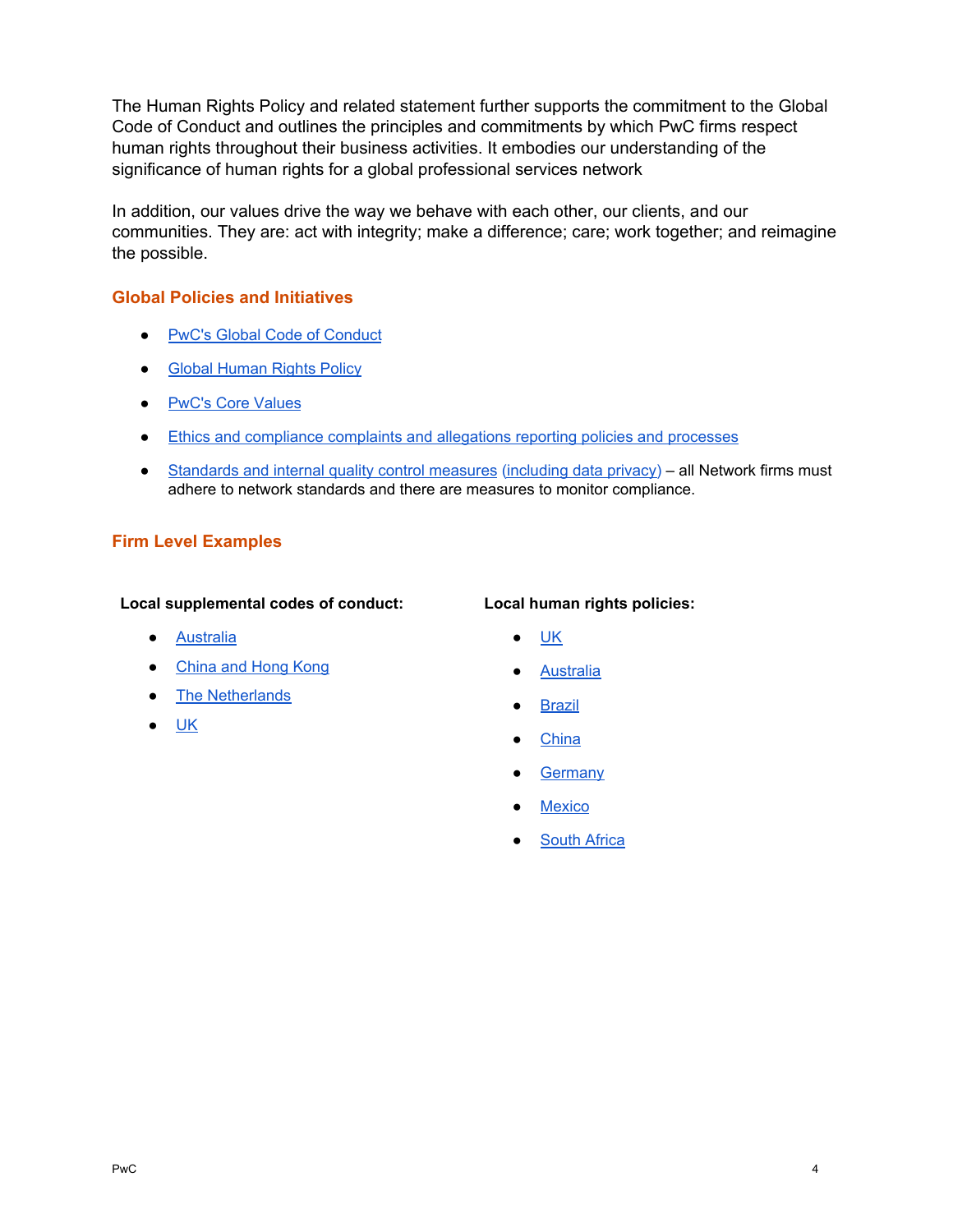The Human Rights Policy and related statement further supports the commitment to the Global Code of Conduct and outlines the principles and commitments by which PwC firms respect human rights throughout their business activities. It embodies our understanding of the significance of human rights for a global professional services network

In addition, our values drive the way we behave with each other, our clients, and our communities. They are: act with integrity; make a difference; care; work together; and reimagine the possible.

## Global Policies and Initiatives

- PwC's Global Code of Conduct
- Global Human Rights Policy
- PwC's Core Values
- Ethics and compliance complaints and allegations reporting policies and processes
- Standards and internal quality control measures (including data privacy) – all Network firms must adhere to network standards and there are measures to monitor compliance.

## Firm Level Examples

**Local supplemental codes of conduct:**

- Australia
- China and Hong Kong
- The Netherlands
- UK

**Local human rights policies:**

- UK
- Australia
- Brazil
- China
- Germany
- Mexico
- South Africa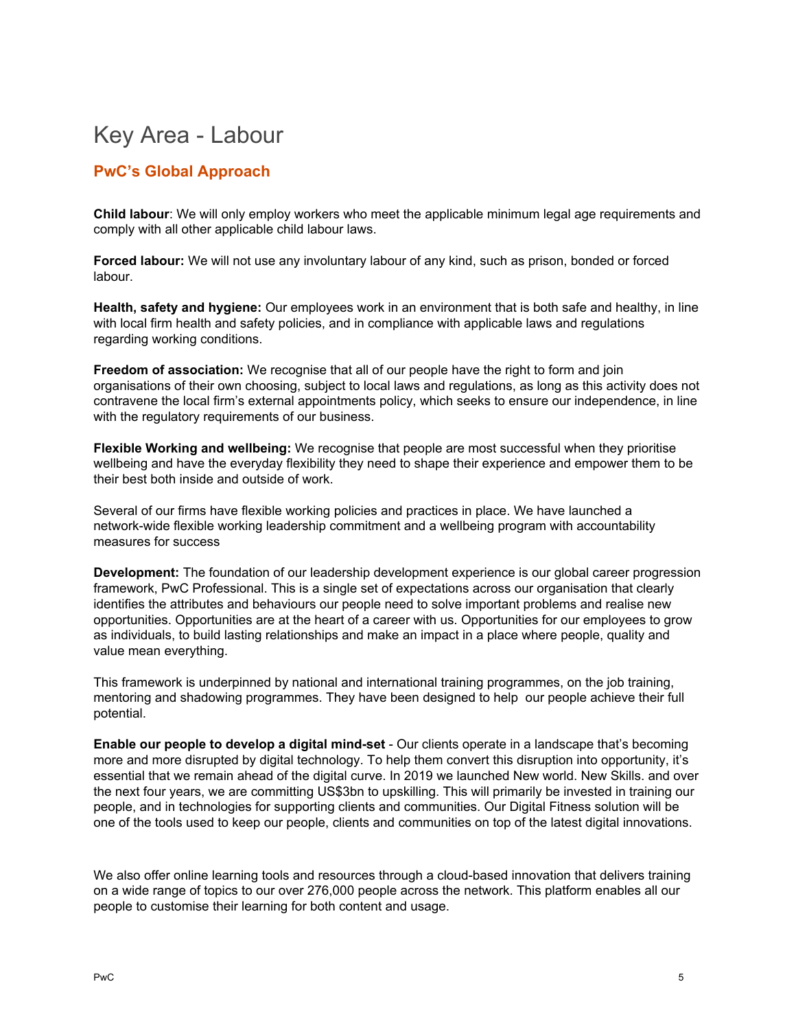# Key Area - Labour

## PwC's Global Approach

**Child labour**: We will only employ workers who meet the applicable minimum legal age requirements and comply with all other applicable child labour laws.

**Forced labour:** We will not use any involuntary labour of any kind, such as prison, bonded or forced labour.

**Health, safety and hygiene:** Our employees work in an environment that is both safe and healthy, in line with local firm health and safety policies, and in compliance with applicable laws and regulations regarding working conditions.

**Freedom of association:** We recognise that all of our people have the right to form and join organisations of their own choosing, subject to local laws and regulations, as long as this activity does not contravene the local firm's external appointments policy, which seeks to ensure our independence, in line with the regulatory requirements of our business.

**Flexible Working and wellbeing:** We recognise that people are most successful when they prioritise wellbeing and have the everyday flexibility they need to shape their experience and empower them to be their best both inside and outside of work.

Several of our firms have flexible working policies and practices in place. We have launched a network-wide flexible working leadership commitment and a wellbeing program with accountability measures for success

**Development:** The foundation of our leadership development experience is our global career progression framework, PwC Professional. This is a single set of expectations across our organisation that clearly identifies the attributes and behaviours our people need to solve important problems and realise new opportunities. Opportunities are at the heart of a career with us. Opportunities for our employees to grow as individuals, to build lasting relationships and make an impact in a place where people, quality and value mean everything.

This framework is underpinned by national and international training programmes, on the job training, mentoring and shadowing programmes. They have been designed to help our people achieve their full potential.

**Enable our people to develop a digital mind-set** - Our clients operate in a landscape that's becoming more and more disrupted by digital technology. To help them convert this disruption into opportunity, it's essential that we remain ahead of the digital curve. In 2019 we launched New world. New Skills. and over the next four years, we are committing US$3bn to upskilling. This will primarily be invested in training our people, and in technologies for supporting clients and communities. Our Digital Fitness solution will be one of the tools used to keep our people, clients and communities on top of the latest digital innovations.

We also offer online learning tools and resources through a cloud-based innovation that delivers training on a wide range of topics to our over 276,000 people across the network. This platform enables all our people to customise their learning for both content and usage.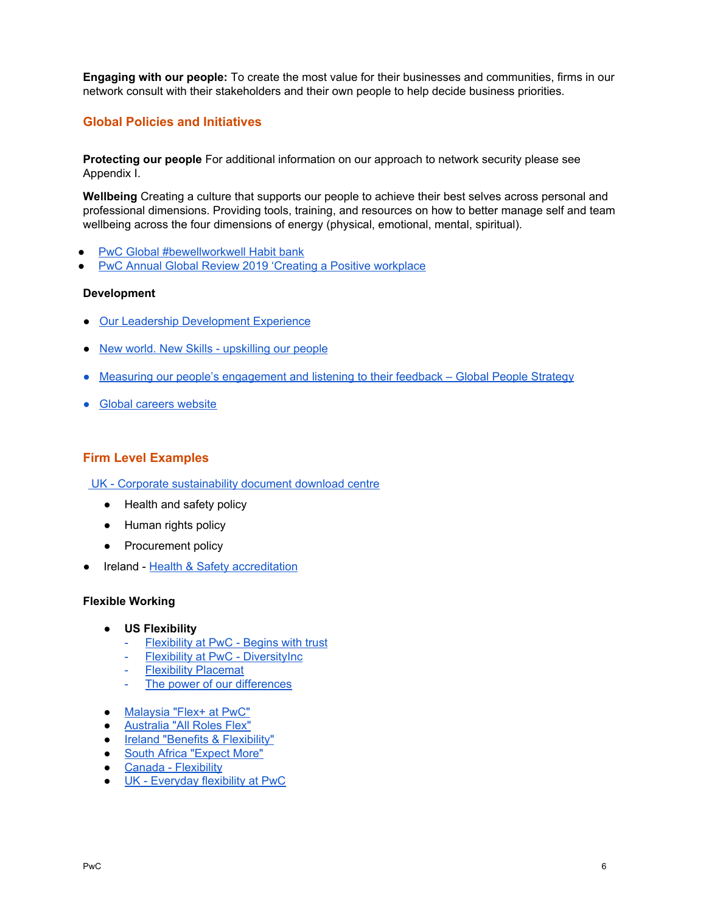**Engaging with our people:** To create the most value for their businesses and communities, firms in our network consult with their stakeholders and their own people to help decide business priorities.

## Global Policies and Initiatives

**Protecting our people** For additional information on our approach to network security please see Appendix I.

**Wellbeing** Creating a culture that supports our people to achieve their best selves across personal and professional dimensions. Providing tools, training, and resources on how to better manage self and team wellbeing across the four dimensions of energy (physical, emotional, mental, spiritual).

- PwC Global #bewellworkwell Habit bank
- PwC Annual Global Review 2019 'Creating a Positive workplace

**Development**

- Our Leadership Development Experience
- New world. New Skills - upskilling our people
- Measuring our people's engagement and listening to their feedback – Global People Strategy
- Global careers website

## Firm Level Examples

UK - Corporate sustainability document download centre

- Health and safety policy
- Human rights policy
- Procurement policy

- Ireland - Health & Safety accreditation

**Flexible Working**

- **US Flexibility**
  - Flexibility at PwC - Begins with trust
  - Flexibility at PwC - DiversityInc
  - Flexibility Placemat
  - The power of our differences

- Malaysia "Flex+ at PwC"
- Australia "All Roles Flex"
- Ireland "Benefits & Flexibility"
- South Africa "Expect More"
- Canada - Flexibility
- UK - Everyday flexibility at PwC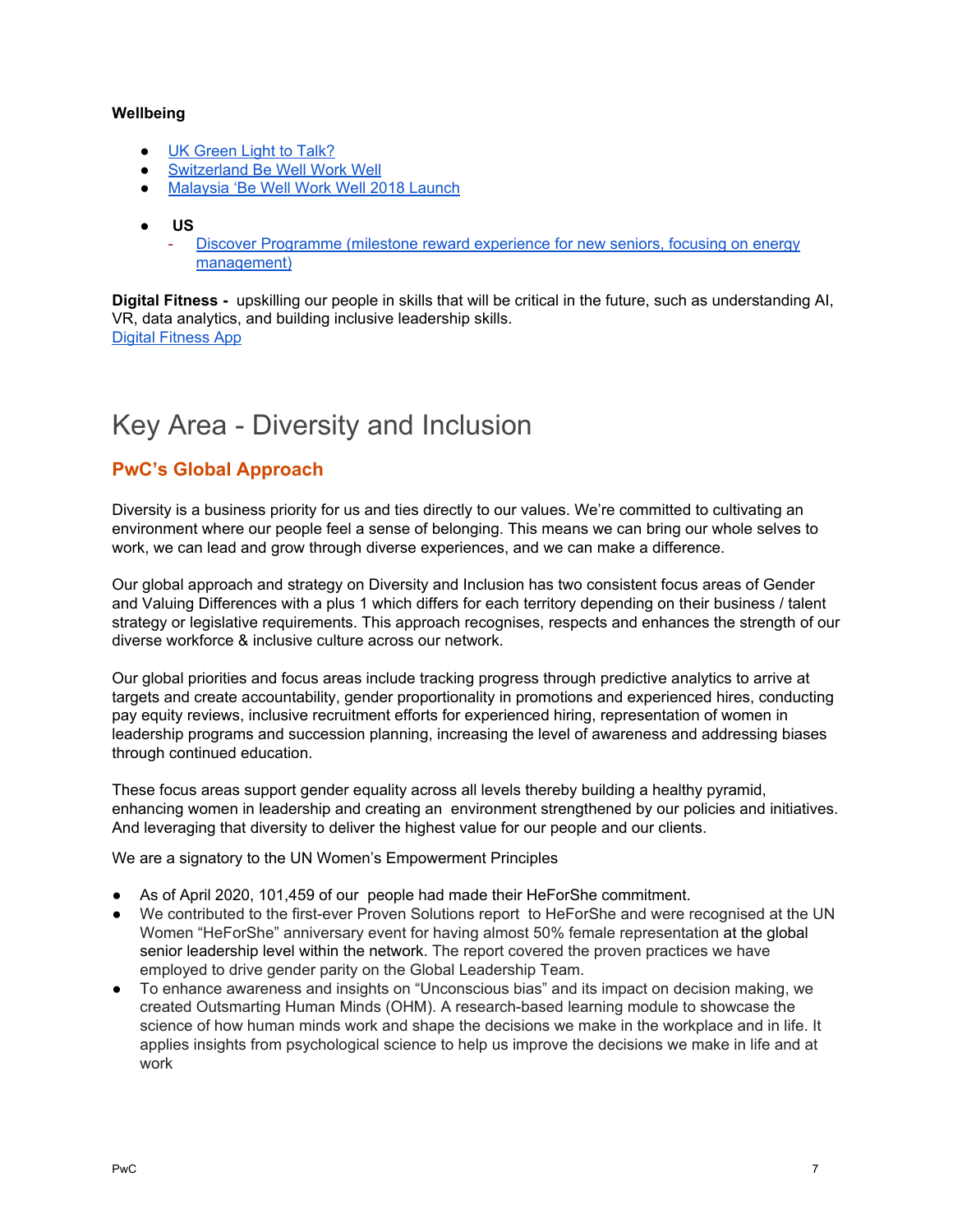**Wellbeing**

- UK Green Light to Talk?
- Switzerland Be Well Work Well
- Malaysia 'Be Well Work Well 2018 Launch

- **US**
  - Discover Programme (milestone reward experience for new seniors, focusing on energy management)

**Digital Fitness -** upskilling our people in skills that will be critical in the future, such as understanding AI, VR, data analytics, and building inclusive leadership skills.
Digital Fitness App

# Key Area - Diversity and Inclusion

## PwC's Global Approach

Diversity is a business priority for us and ties directly to our values. We're committed to cultivating an environment where our people feel a sense of belonging. This means we can bring our whole selves to work, we can lead and grow through diverse experiences, and we can make a difference.

Our global approach and strategy on Diversity and Inclusion has two consistent focus areas of Gender and Valuing Differences with a plus 1 which differs for each territory depending on their business / talent strategy or legislative requirements. This approach recognises, respects and enhances the strength of our diverse workforce & inclusive culture across our network.

Our global priorities and focus areas include tracking progress through predictive analytics to arrive at targets and create accountability, gender proportionality in promotions and experienced hires, conducting pay equity reviews, inclusive recruitment efforts for experienced hiring, representation of women in leadership programs and succession planning, increasing the level of awareness and addressing biases through continued education.

These focus areas support gender equality across all levels thereby building a healthy pyramid, enhancing women in leadership and creating an environment strengthened by our policies and initiatives. And leveraging that diversity to deliver the highest value for our people and our clients.

We are a signatory to the UN Women's Empowerment Principles

- As of April 2020, 101,459 of our people had made their HeForShe commitment.
- We contributed to the first-ever Proven Solutions report to HeForShe and were recognised at the UN Women "HeForShe" anniversary event for having almost 50% female representation at the global senior leadership level within the network. The report covered the proven practices we have employed to drive gender parity on the Global Leadership Team.
- To enhance awareness and insights on "Unconscious bias" and its impact on decision making, we created Outsmarting Human Minds (OHM). A research-based learning module to showcase the science of how human minds work and shape the decisions we make in the workplace and in life. It applies insights from psychological science to help us improve the decisions we make in life and at work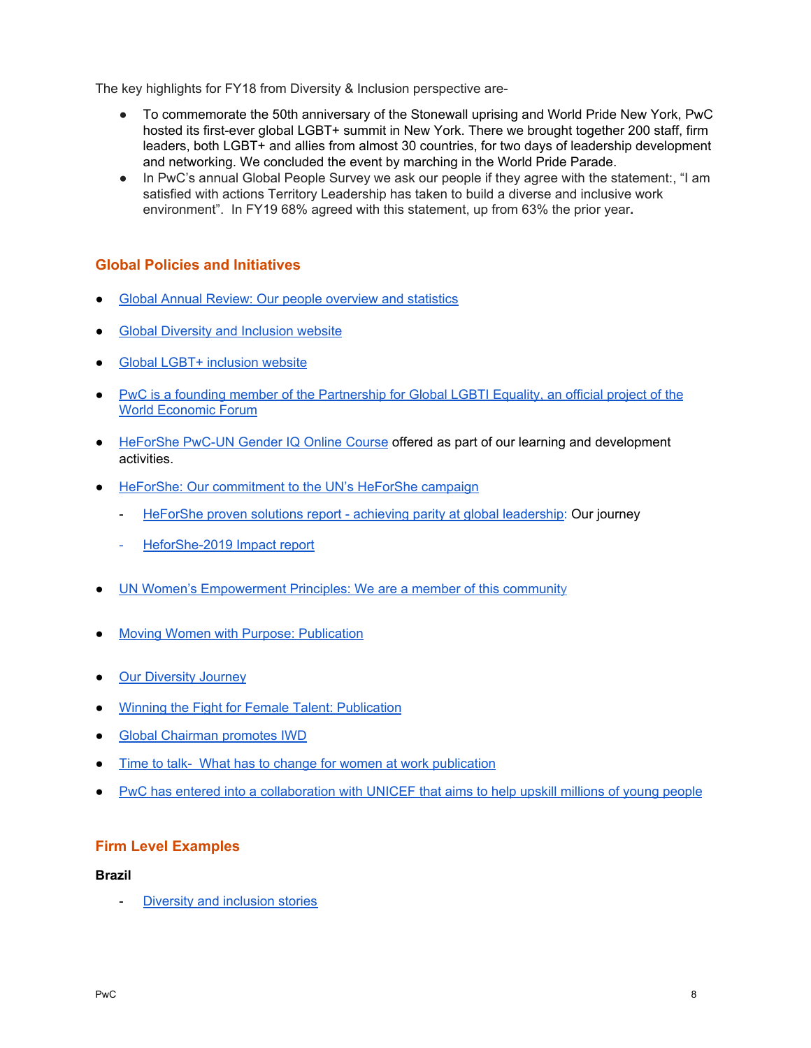The key highlights for FY18 from Diversity & Inclusion perspective are-

- To commemorate the 50th anniversary of the Stonewall uprising and World Pride New York, PwC hosted its first-ever global LGBT+ summit in New York. There we brought together 200 staff, firm leaders, both LGBT+ and allies from almost 30 countries, for two days of leadership development and networking. We concluded the event by marching in the World Pride Parade.
- In PwC's annual Global People Survey we ask our people if they agree with the statement:, "I am satisfied with actions Territory Leadership has taken to build a diverse and inclusive work environment". In FY19 68% agreed with this statement, up from 63% the prior year.

## Global Policies and Initiatives

- Global Annual Review: Our people overview and statistics
- Global Diversity and Inclusion website
- Global LGBT+ inclusion website
- PwC is a founding member of the Partnership for Global LGBTI Equality, an official project of the World Economic Forum
- HeForShe PwC-UN Gender IQ Online Course offered as part of our learning and development activities.
- HeForShe: Our commitment to the UN's HeForShe campaign
  - HeForShe proven solutions report - achieving parity at global leadership: Our journey
  - HeforShe-2019 Impact report
- UN Women's Empowerment Principles: We are a member of this community
- Moving Women with Purpose: Publication
- Our Diversity Journey
- Winning the Fight for Female Talent: Publication
- Global Chairman promotes IWD
- Time to talk- What has to change for women at work publication
- PwC has entered into a collaboration with UNICEF that aims to help upskill millions of young people

## Firm Level Examples

**Brazil**

- Diversity and inclusion stories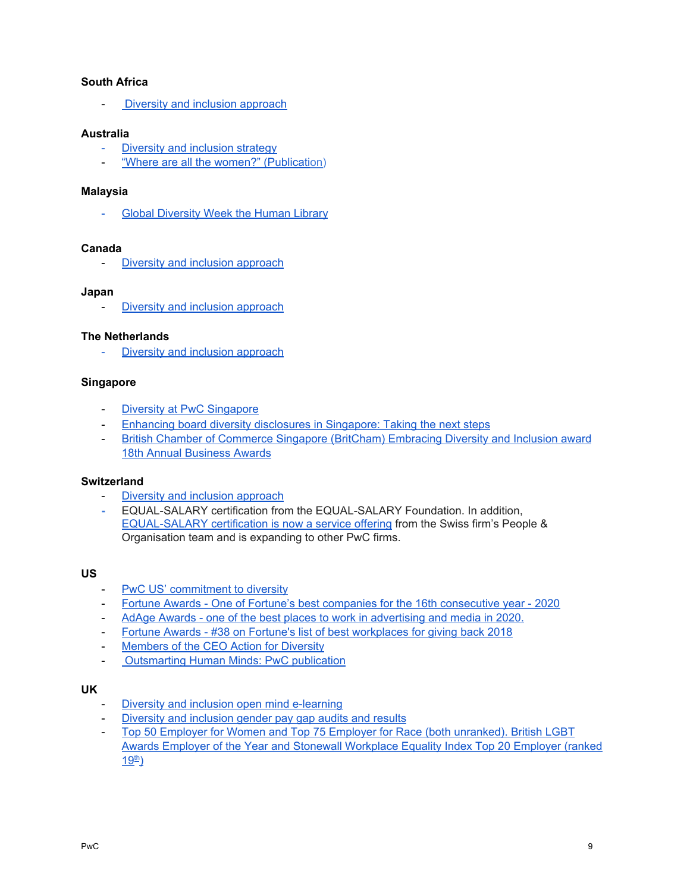**South Africa**

- Diversity and inclusion approach

**Australia**

- Diversity and inclusion strategy
- "Where are all the women?" (Publication)

**Malaysia**

- Global Diversity Week the Human Library

**Canada**

- Diversity and inclusion approach

**Japan**

- Diversity and inclusion approach

**The Netherlands**

- Diversity and inclusion approach

**Singapore**

- Diversity at PwC Singapore
- Enhancing board diversity disclosures in Singapore: Taking the next steps
- British Chamber of Commerce Singapore (BritCham) Embracing Diversity and Inclusion award 18th Annual Business Awards

**Switzerland**

- Diversity and inclusion approach
- EQUAL-SALARY certification from the EQUAL-SALARY Foundation. In addition, EQUAL-SALARY certification is now a service offering from the Swiss firm's People & Organisation team and is expanding to other PwC firms.

**US**

- PwC US' commitment to diversity
- Fortune Awards - One of Fortune's best companies for the 16th consecutive year - 2020
- AdAge Awards - one of the best places to work in advertising and media in 2020.
- Fortune Awards - #38 on Fortune's list of best workplaces for giving back 2018
- Members of the CEO Action for Diversity
- Outsmarting Human Minds: PwC publication

**UK**

- Diversity and inclusion open mind e-learning
- Diversity and inclusion gender pay gap audits and results
- Top 50 Employer for Women and Top 75 Employer for Race (both unranked). British LGBT Awards Employer of the Year and Stonewall Workplace Equality Index Top 20 Employer (ranked 19th)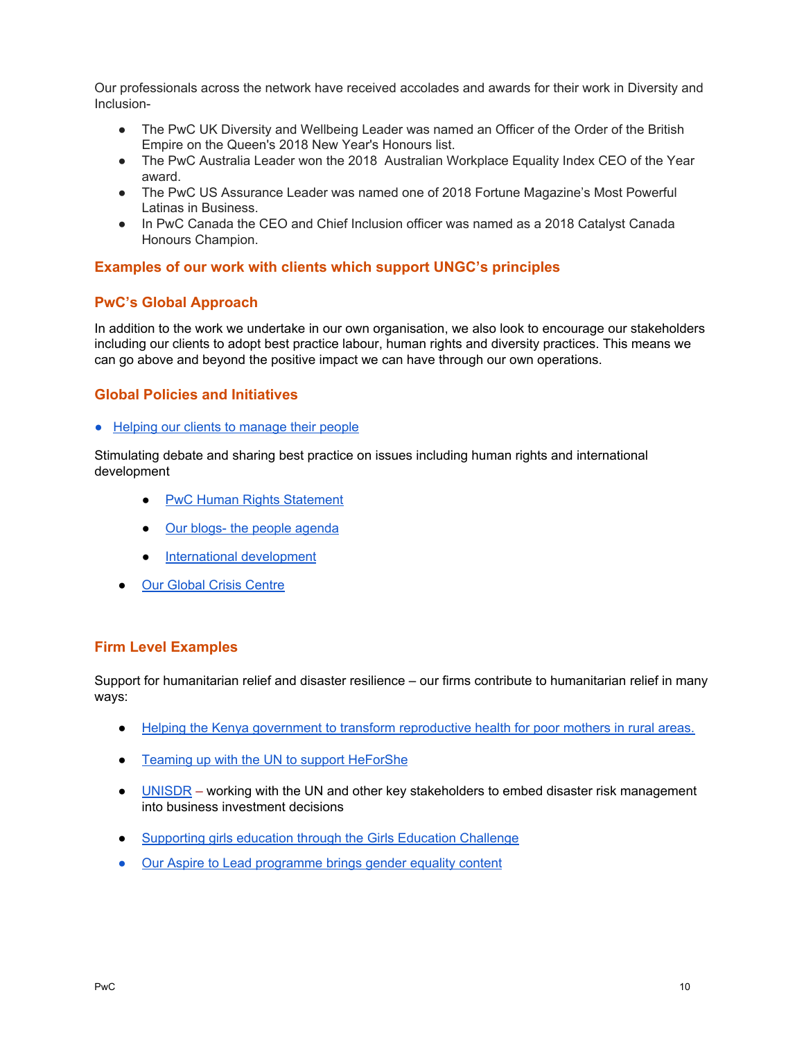Our professionals across the network have received accolades and awards for their work in Diversity and Inclusion-

- The PwC UK Diversity and Wellbeing Leader was named an Officer of the Order of the British Empire on the Queen's 2018 New Year's Honours list.
- The PwC Australia Leader won the 2018 Australian Workplace Equality Index CEO of the Year award.
- The PwC US Assurance Leader was named one of 2018 Fortune Magazine's Most Powerful Latinas in Business.
- In PwC Canada the CEO and Chief Inclusion officer was named as a 2018 Catalyst Canada Honours Champion.

## Examples of our work with clients which support UNGC's principles

## PwC's Global Approach

In addition to the work we undertake in our own organisation, we also look to encourage our stakeholders including our clients to adopt best practice labour, human rights and diversity practices. This means we can go above and beyond the positive impact we can have through our own operations.

## Global Policies and Initiatives

- Helping our clients to manage their people

Stimulating debate and sharing best practice on issues including human rights and international development

  - PwC Human Rights Statement
  - Our blogs- the people agenda
  - International development

- Our Global Crisis Centre

## Firm Level Examples

Support for humanitarian relief and disaster resilience – our firms contribute to humanitarian relief in many ways:

- Helping the Kenya government to transform reproductive health for poor mothers in rural areas.
- Teaming up with the UN to support HeForShe
- UNISDR – working with the UN and other key stakeholders to embed disaster risk management into business investment decisions
- Supporting girls education through the Girls Education Challenge
- Our Aspire to Lead programme brings gender equality content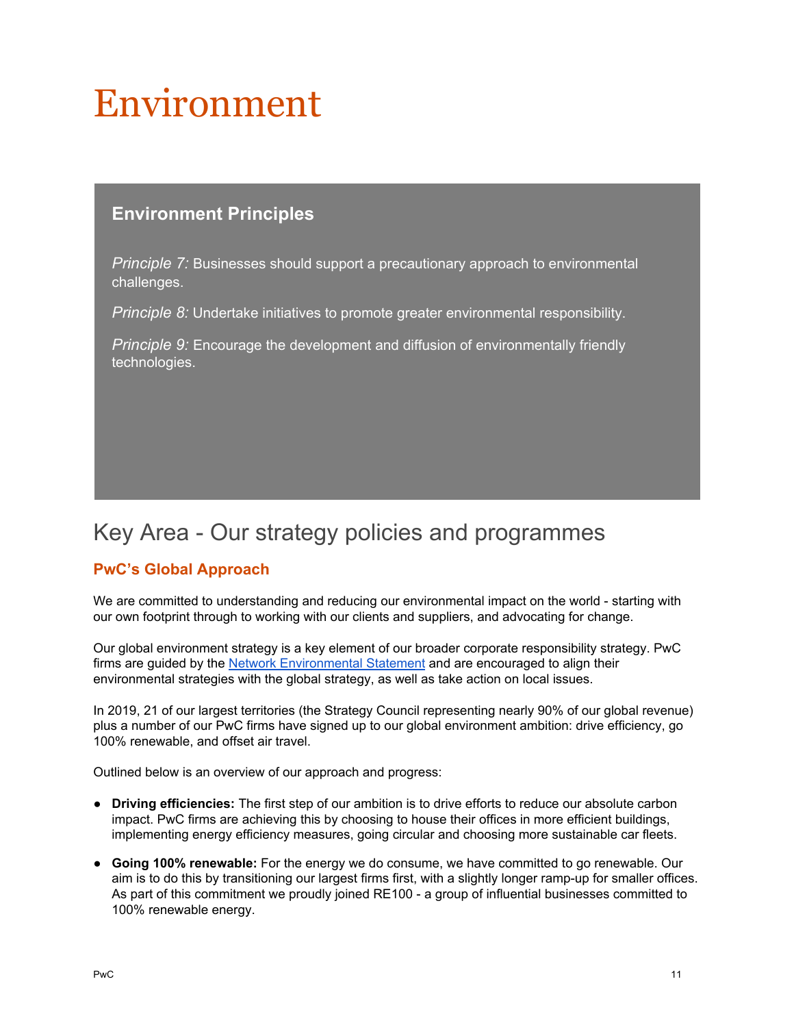# Environment

## Environment Principles

*Principle 7:* Businesses should support a precautionary approach to environmental challenges.

*Principle 8:* Undertake initiatives to promote greater environmental responsibility.

*Principle 9:* Encourage the development and diffusion of environmentally friendly technologies.

## Key Area - Our strategy policies and programmes

### PwC's Global Approach

We are committed to understanding and reducing our environmental impact on the world - starting with our own footprint through to working with our clients and suppliers, and advocating for change.

Our global environment strategy is a key element of our broader corporate responsibility strategy. PwC firms are guided by the Network Environmental Statement and are encouraged to align their environmental strategies with the global strategy, as well as take action on local issues.

In 2019, 21 of our largest territories (the Strategy Council representing nearly 90% of our global revenue) plus a number of our PwC firms have signed up to our global environment ambition: drive efficiency, go 100% renewable, and offset air travel.

Outlined below is an overview of our approach and progress:

- **Driving efficiencies:** The first step of our ambition is to drive efforts to reduce our absolute carbon impact. PwC firms are achieving this by choosing to house their offices in more efficient buildings, implementing energy efficiency measures, going circular and choosing more sustainable car fleets.
- **Going 100% renewable:** For the energy we do consume, we have committed to go renewable. Our aim is to do this by transitioning our largest firms first, with a slightly longer ramp-up for smaller offices. As part of this commitment we proudly joined RE100 - a group of influential businesses committed to 100% renewable energy.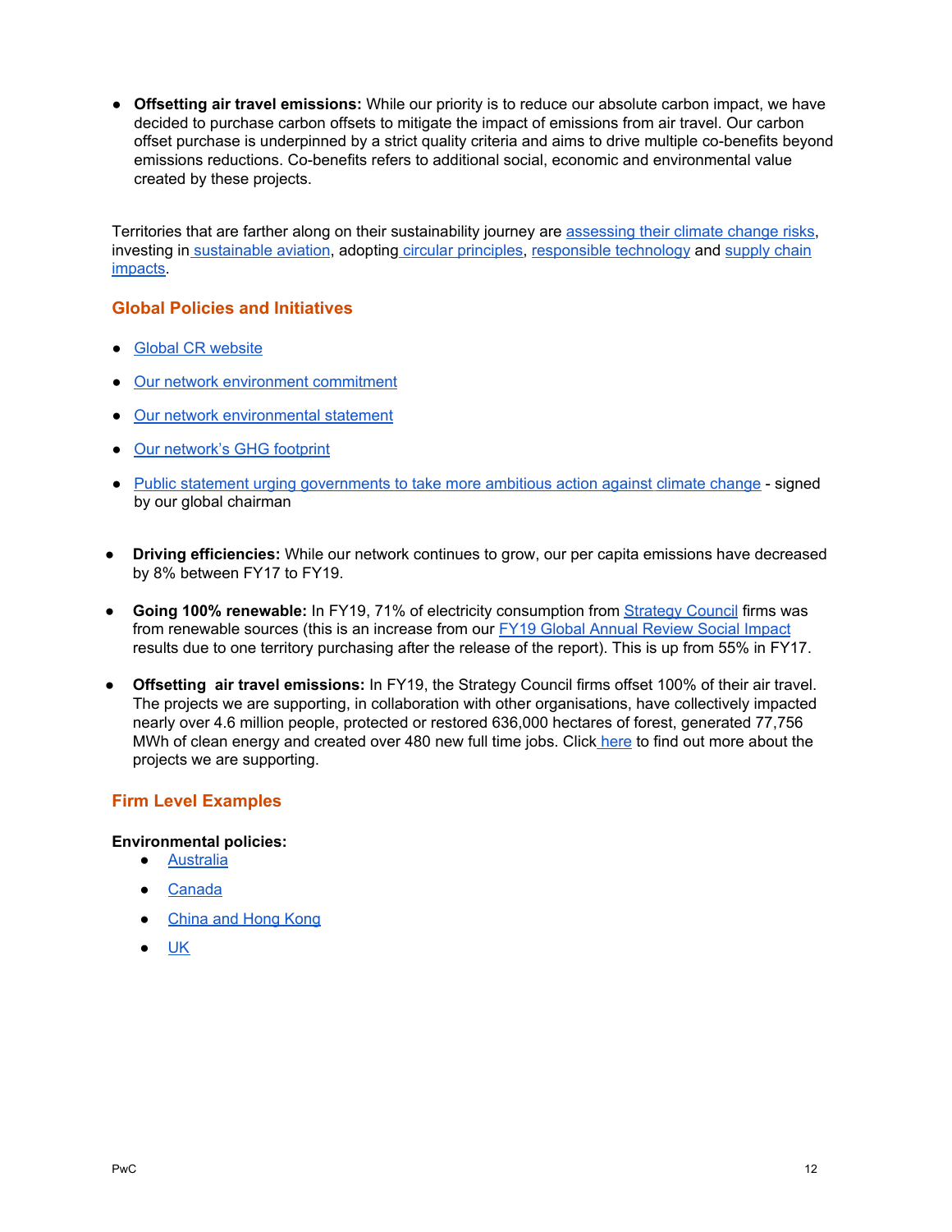- **Offsetting air travel emissions:** While our priority is to reduce our absolute carbon impact, we have decided to purchase carbon offsets to mitigate the impact of emissions from air travel. Our carbon offset purchase is underpinned by a strict quality criteria and aims to drive multiple co-benefits beyond emissions reductions. Co-benefits refers to additional social, economic and environmental value created by these projects.

Territories that are farther along on their sustainability journey are assessing their climate change risks, investing in sustainable aviation, adopting circular principles, responsible technology and supply chain impacts.

## Global Policies and Initiatives

- Global CR website
- Our network environment commitment
- Our network environmental statement
- Our network's GHG footprint
- Public statement urging governments to take more ambitious action against climate change - signed by our global chairman

- **Driving efficiencies:** While our network continues to grow, our per capita emissions have decreased by 8% between FY17 to FY19.
- **Going 100% renewable:** In FY19, 71% of electricity consumption from Strategy Council firms was from renewable sources (this is an increase from our FY19 Global Annual Review Social Impact results due to one territory purchasing after the release of the report). This is up from 55% in FY17.
- **Offsetting air travel emissions:** In FY19, the Strategy Council firms offset 100% of their air travel. The projects we are supporting, in collaboration with other organisations, have collectively impacted nearly over 4.6 million people, protected or restored 636,000 hectares of forest, generated 77,756 MWh of clean energy and created over 480 new full time jobs. Click here to find out more about the projects we are supporting.

## Firm Level Examples

**Environmental policies:**

- Australia
- Canada
- China and Hong Kong
- UK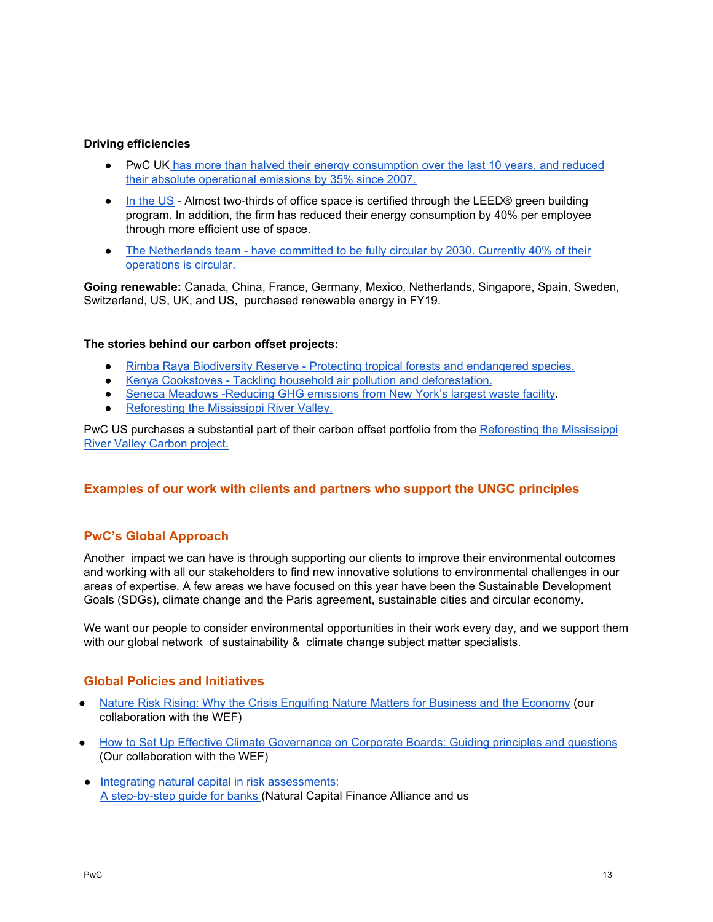**Driving efficiencies**

- PwC UK has more than halved their energy consumption over the last 10 years, and reduced their absolute operational emissions by 35% since 2007.
- In the US - Almost two-thirds of office space is certified through the LEED® green building program. In addition, the firm has reduced their energy consumption by 40% per employee through more efficient use of space.
- The Netherlands team - have committed to be fully circular by 2030. Currently 40% of their operations is circular.

**Going renewable:** Canada, China, France, Germany, Mexico, Netherlands, Singapore, Spain, Sweden, Switzerland, US, UK, and US, purchased renewable energy in FY19.

**The stories behind our carbon offset projects:**

- Rimba Raya Biodiversity Reserve - Protecting tropical forests and endangered species.
- Kenya Cookstoves - Tackling household air pollution and deforestation.
- Seneca Meadows -Reducing GHG emissions from New York's largest waste facility.
- Reforesting the Mississippi River Valley.

PwC US purchases a substantial part of their carbon offset portfolio from the Reforesting the Mississippi River Valley Carbon project.

## Examples of our work with clients and partners who support the UNGC principles

### PwC's Global Approach

Another impact we can have is through supporting our clients to improve their environmental outcomes and working with all our stakeholders to find new innovative solutions to environmental challenges in our areas of expertise. A few areas we have focused on this year have been the Sustainable Development Goals (SDGs), climate change and the Paris agreement, sustainable cities and circular economy.

We want our people to consider environmental opportunities in their work every day, and we support them with our global network of sustainability & climate change subject matter specialists.

### Global Policies and Initiatives

- Nature Risk Rising: Why the Crisis Engulfing Nature Matters for Business and the Economy (our collaboration with the WEF)
- How to Set Up Effective Climate Governance on Corporate Boards: Guiding principles and questions (Our collaboration with the WEF)
- Integrating natural capital in risk assessments: A step-by-step guide for banks (Natural Capital Finance Alliance and us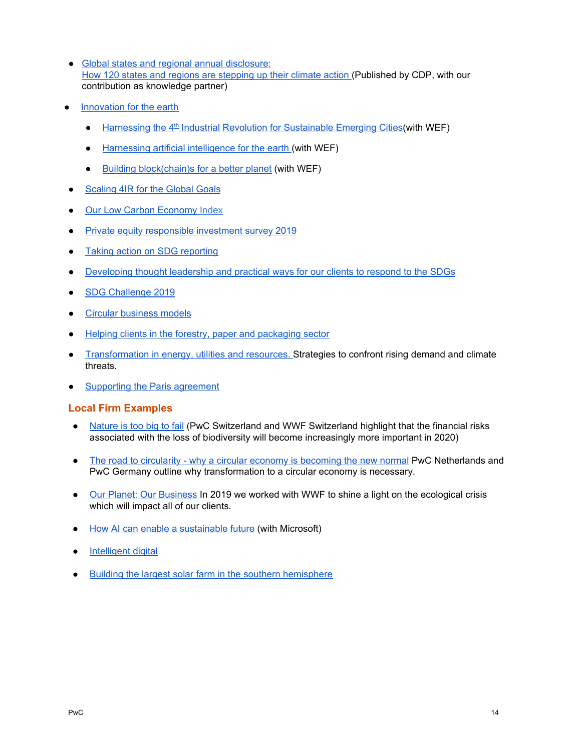- Global states and regional annual disclosure: How 120 states and regions are stepping up their climate action (Published by CDP, with our contribution as knowledge partner)
- Innovation for the earth
  - Harnessing the 4th Industrial Revolution for Sustainable Emerging Cities (with WEF)
  - Harnessing artificial intelligence for the earth (with WEF)
  - Building block(chain)s for a better planet (with WEF)
- Scaling 4IR for the Global Goals
- Our Low Carbon Economy Index
- Private equity responsible investment survey 2019
- Taking action on SDG reporting
- Developing thought leadership and practical ways for our clients to respond to the SDGs
- SDG Challenge 2019
- Circular business models
- Helping clients in the forestry, paper and packaging sector
- Transformation in energy, utilities and resources. Strategies to confront rising demand and climate threats.
- Supporting the Paris agreement

## Local Firm Examples

- Nature is too big to fail (PwC Switzerland and WWF Switzerland highlight that the financial risks associated with the loss of biodiversity will become increasingly more important in 2020)
- The road to circularity - why a circular economy is becoming the new normal PwC Netherlands and PwC Germany outline why transformation to a circular economy is necessary.
- Our Planet: Our Business In 2019 we worked with WWF to shine a light on the ecological crisis which will impact all of our clients.
- How AI can enable a sustainable future (with Microsoft)
- Intelligent digital
- Building the largest solar farm in the southern hemisphere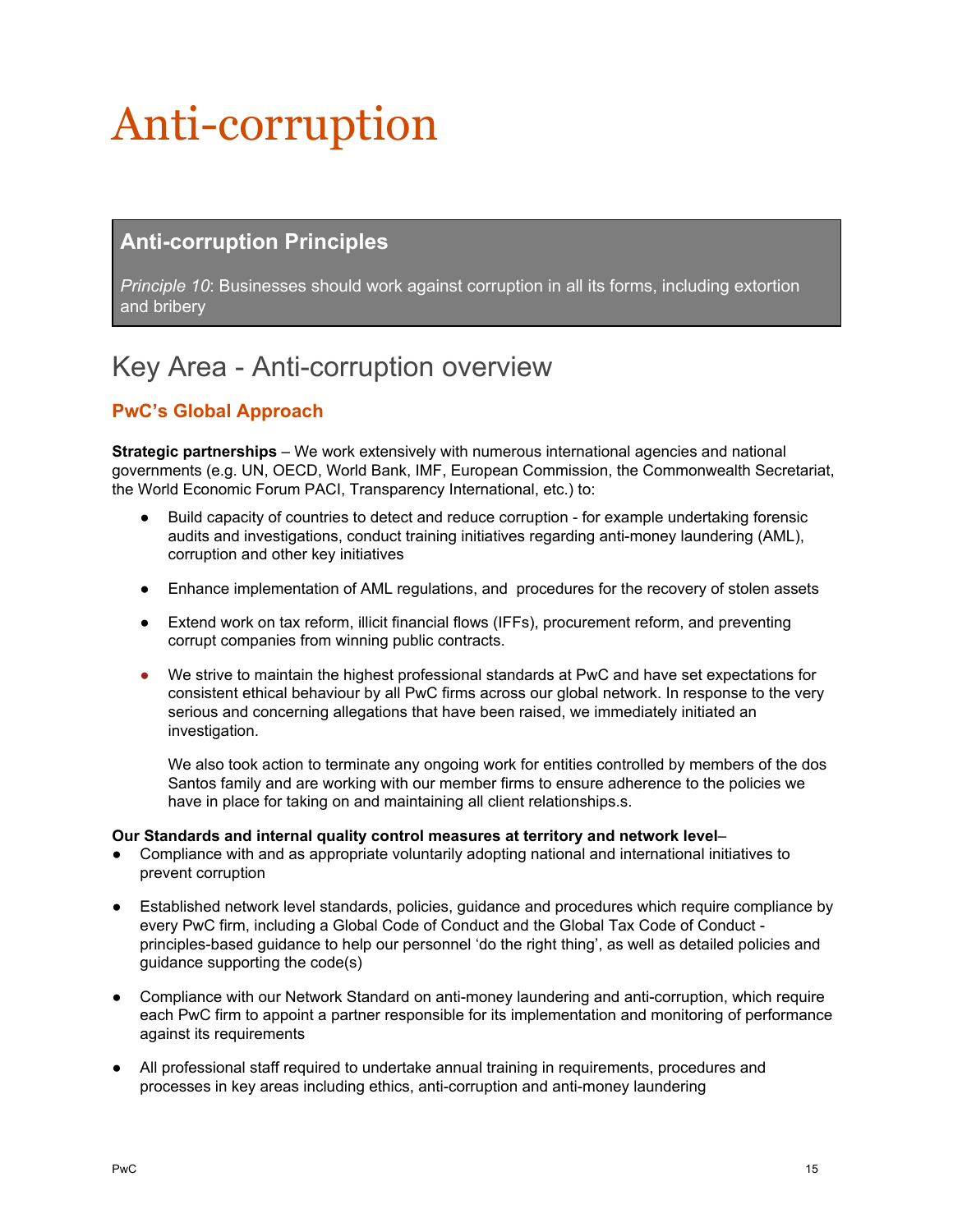# Anti-corruption

## Anti-corruption Principles

*Principle 10*: Businesses should work against corruption in all its forms, including extortion and bribery

## Key Area - Anti-corruption overview

### PwC's Global Approach

**Strategic partnerships** – We work extensively with numerous international agencies and national governments (e.g. UN, OECD, World Bank, IMF, European Commission, the Commonwealth Secretariat, the World Economic Forum PACI, Transparency International, etc.) to:

- Build capacity of countries to detect and reduce corruption - for example undertaking forensic audits and investigations, conduct training initiatives regarding anti-money laundering (AML), corruption and other key initiatives
- Enhance implementation of AML regulations, and procedures for the recovery of stolen assets
- Extend work on tax reform, illicit financial flows (IFFs), procurement reform, and preventing corrupt companies from winning public contracts.
- We strive to maintain the highest professional standards at PwC and have set expectations for consistent ethical behaviour by all PwC firms across our global network. In response to the very serious and concerning allegations that have been raised, we immediately initiated an investigation.

  We also took action to terminate any ongoing work for entities controlled by members of the dos Santos family and are working with our member firms to ensure adherence to the policies we have in place for taking on and maintaining all client relationships.s.

**Our Standards and internal quality control measures at territory and network level**–

- Compliance with and as appropriate voluntarily adopting national and international initiatives to prevent corruption
- Established network level standards, policies, guidance and procedures which require compliance by every PwC firm, including a Global Code of Conduct and the Global Tax Code of Conduct - principles-based guidance to help our personnel 'do the right thing', as well as detailed policies and guidance supporting the code(s)
- Compliance with our Network Standard on anti-money laundering and anti-corruption, which require each PwC firm to appoint a partner responsible for its implementation and monitoring of performance against its requirements
- All professional staff required to undertake annual training in requirements, procedures and processes in key areas including ethics, anti-corruption and anti-money laundering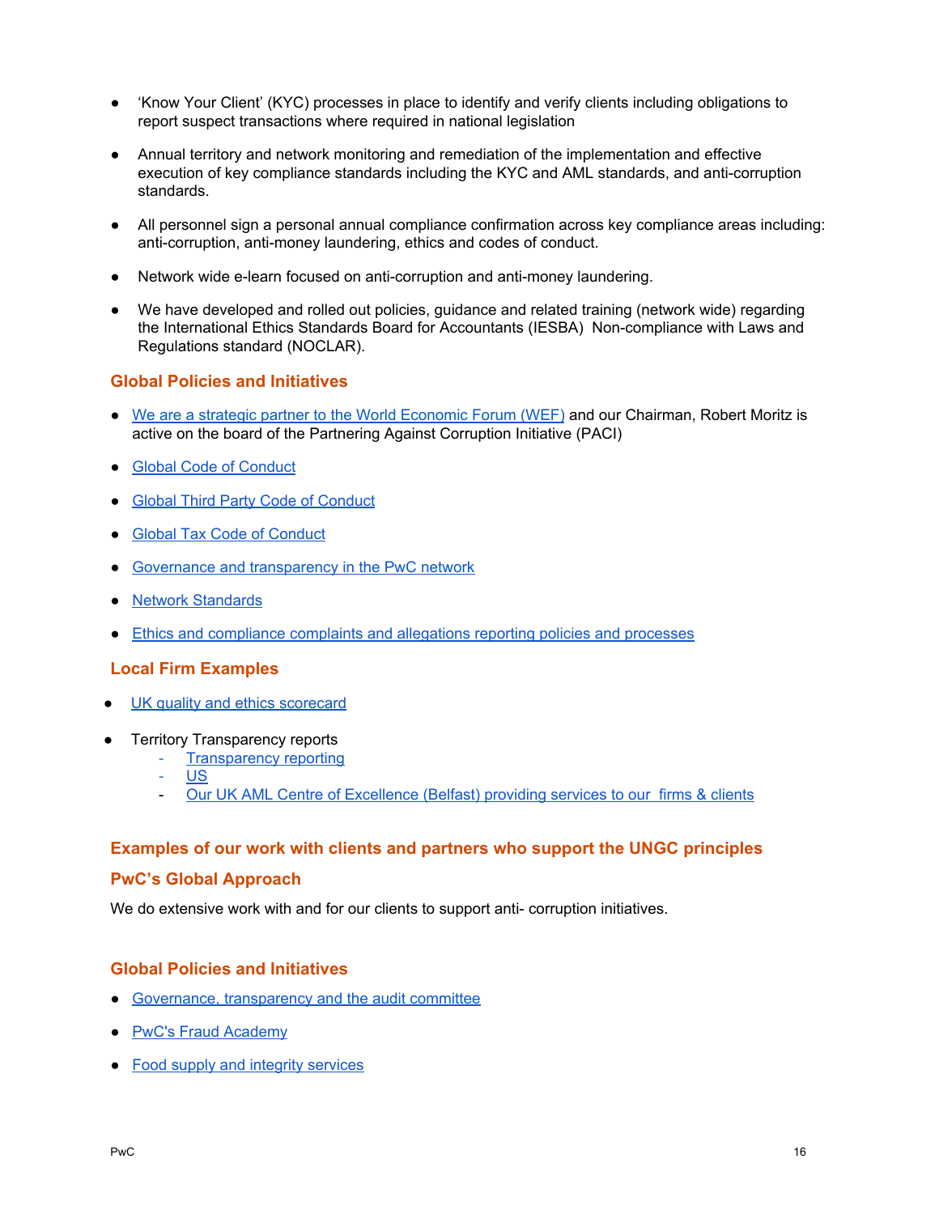- 'Know Your Client' (KYC) processes in place to identify and verify clients including obligations to report suspect transactions where required in national legislation

- Annual territory and network monitoring and remediation of the implementation and effective execution of key compliance standards including the KYC and AML standards, and anti-corruption standards.

- All personnel sign a personal annual compliance confirmation across key compliance areas including: anti-corruption, anti-money laundering, ethics and codes of conduct.

- Network wide e-learn focused on anti-corruption and anti-money laundering.

- We have developed and rolled out policies, guidance and related training (network wide) regarding the International Ethics Standards Board for Accountants (IESBA) Non-compliance with Laws and Regulations standard (NOCLAR).

### Global Policies and Initiatives

- We are a strategic partner to the World Economic Forum (WEF) and our Chairman, Robert Moritz is active on the board of the Partnering Against Corruption Initiative (PACI)
- Global Code of Conduct
- Global Third Party Code of Conduct
- Global Tax Code of Conduct
- Governance and transparency in the PwC network
- Network Standards
- Ethics and compliance complaints and allegations reporting policies and processes

### Local Firm Examples

- UK quality and ethics scorecard
- Territory Transparency reports
  - Transparency reporting
  - US
  - Our UK AML Centre of Excellence (Belfast) providing services to our firms & clients

### Examples of our work with clients and partners who support the UNGC principles

### PwC's Global Approach

We do extensive work with and for our clients to support anti- corruption initiatives.

### Global Policies and Initiatives

- Governance, transparency and the audit committee
- PwC's Fraud Academy
- Food supply and integrity services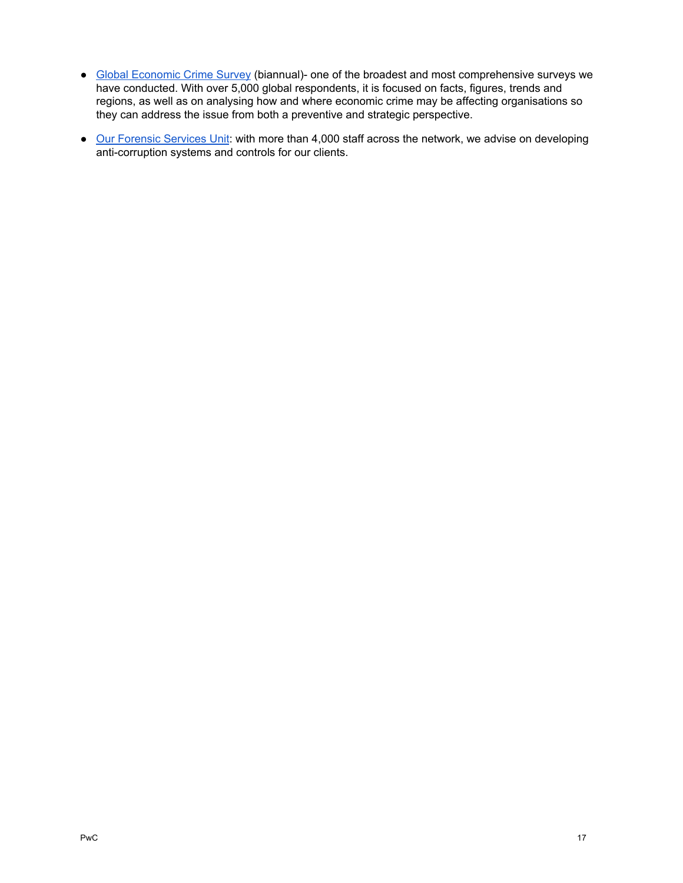- Global Economic Crime Survey (biannual)- one of the broadest and most comprehensive surveys we have conducted. With over 5,000 global respondents, it is focused on facts, figures, trends and regions, as well as on analysing how and where economic crime may be affecting organisations so they can address the issue from both a preventive and strategic perspective.
- Our Forensic Services Unit: with more than 4,000 staff across the network, we advise on developing anti-corruption systems and controls for our clients.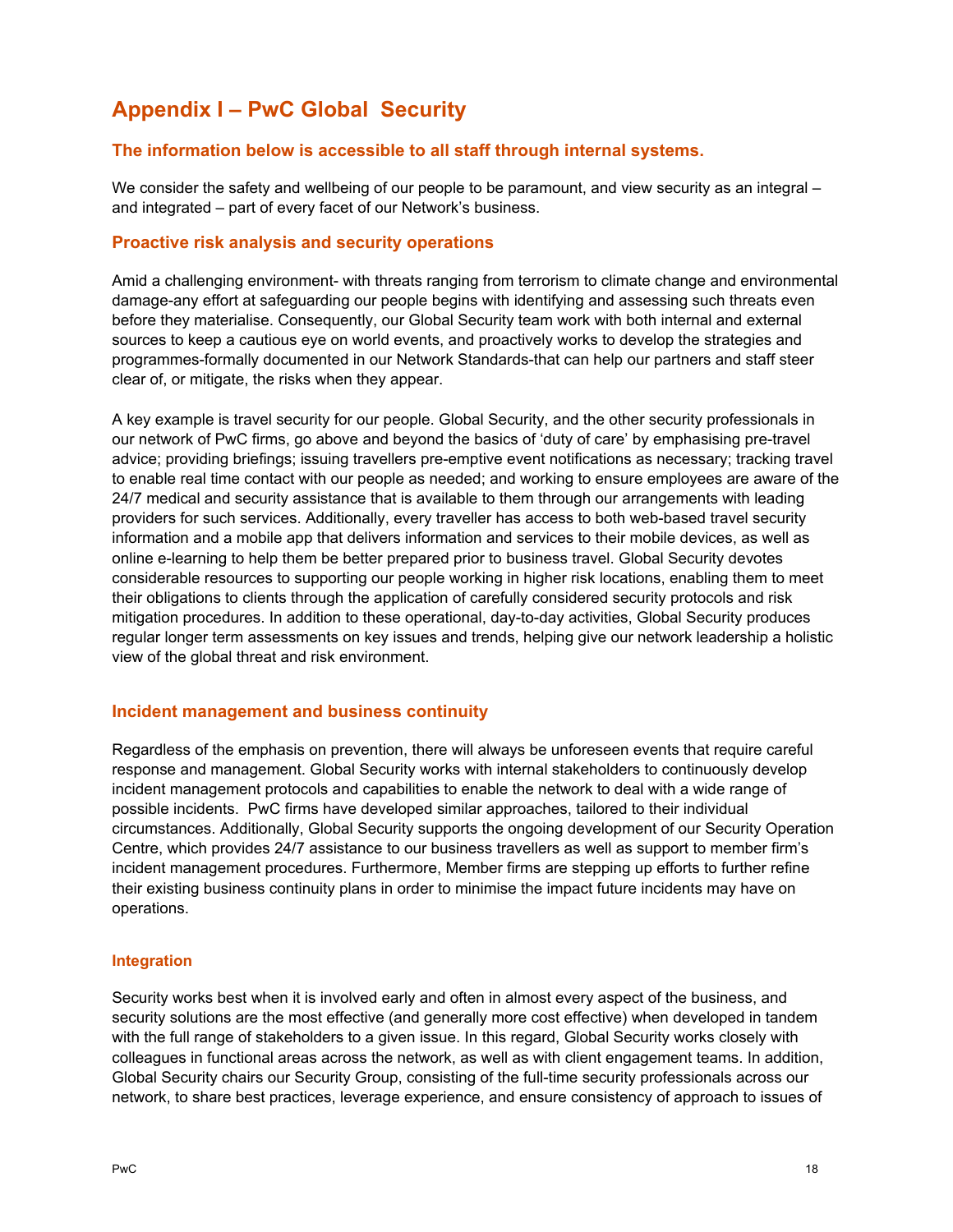# Appendix I – PwC Global Security

## The information below is accessible to all staff through internal systems.

We consider the safety and wellbeing of our people to be paramount, and view security as an integral – and integrated – part of every facet of our Network's business.

## Proactive risk analysis and security operations

Amid a challenging environment- with threats ranging from terrorism to climate change and environmental damage-any effort at safeguarding our people begins with identifying and assessing such threats even before they materialise. Consequently, our Global Security team work with both internal and external sources to keep a cautious eye on world events, and proactively works to develop the strategies and programmes-formally documented in our Network Standards-that can help our partners and staff steer clear of, or mitigate, the risks when they appear.

A key example is travel security for our people. Global Security, and the other security professionals in our network of PwC firms, go above and beyond the basics of 'duty of care' by emphasising pre-travel advice; providing briefings; issuing travellers pre-emptive event notifications as necessary; tracking travel to enable real time contact with our people as needed; and working to ensure employees are aware of the 24/7 medical and security assistance that is available to them through our arrangements with leading providers for such services. Additionally, every traveller has access to both web-based travel security information and a mobile app that delivers information and services to their mobile devices, as well as online e-learning to help them be better prepared prior to business travel. Global Security devotes considerable resources to supporting our people working in higher risk locations, enabling them to meet their obligations to clients through the application of carefully considered security protocols and risk mitigation procedures. In addition to these operational, day-to-day activities, Global Security produces regular longer term assessments on key issues and trends, helping give our network leadership a holistic view of the global threat and risk environment.

## Incident management and business continuity

Regardless of the emphasis on prevention, there will always be unforeseen events that require careful response and management. Global Security works with internal stakeholders to continuously develop incident management protocols and capabilities to enable the network to deal with a wide range of possible incidents. PwC firms have developed similar approaches, tailored to their individual circumstances. Additionally, Global Security supports the ongoing development of our Security Operation Centre, which provides 24/7 assistance to our business travellers as well as support to member firm's incident management procedures. Furthermore, Member firms are stepping up efforts to further refine their existing business continuity plans in order to minimise the impact future incidents may have on operations.

### Integration

Security works best when it is involved early and often in almost every aspect of the business, and security solutions are the most effective (and generally more cost effective) when developed in tandem with the full range of stakeholders to a given issue. In this regard, Global Security works closely with colleagues in functional areas across the network, as well as with client engagement teams. In addition, Global Security chairs our Security Group, consisting of the full-time security professionals across our network, to share best practices, leverage experience, and ensure consistency of approach to issues of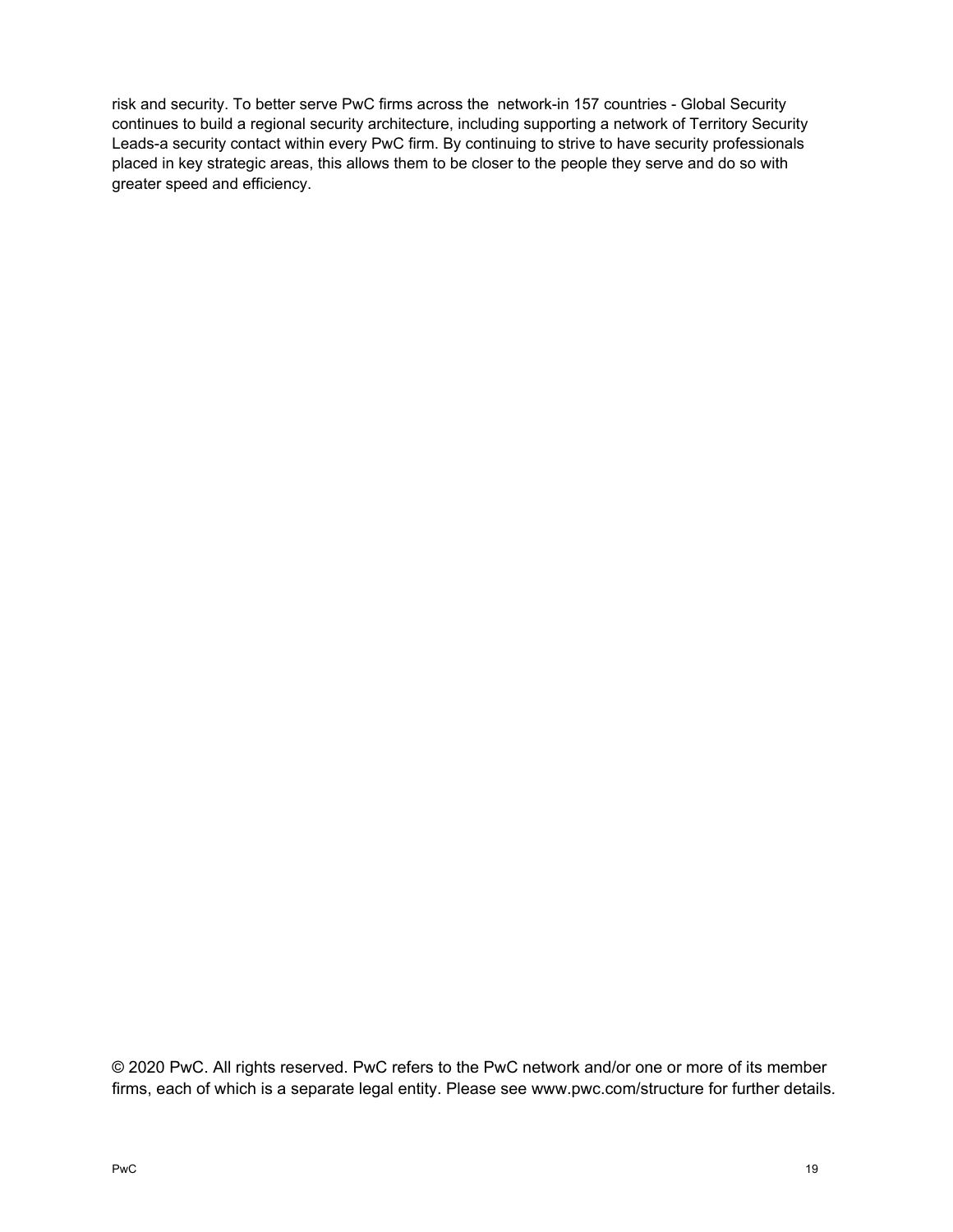risk and security. To better serve PwC firms across the network-in 157 countries - Global Security continues to build a regional security architecture, including supporting a network of Territory Security Leads-a security contact within every PwC firm. By continuing to strive to have security professionals placed in key strategic areas, this allows them to be closer to the people they serve and do so with greater speed and efficiency.

© 2020 PwC. All rights reserved. PwC refers to the PwC network and/or one or more of its member firms, each of which is a separate legal entity. Please see www.pwc.com/structure for further details.